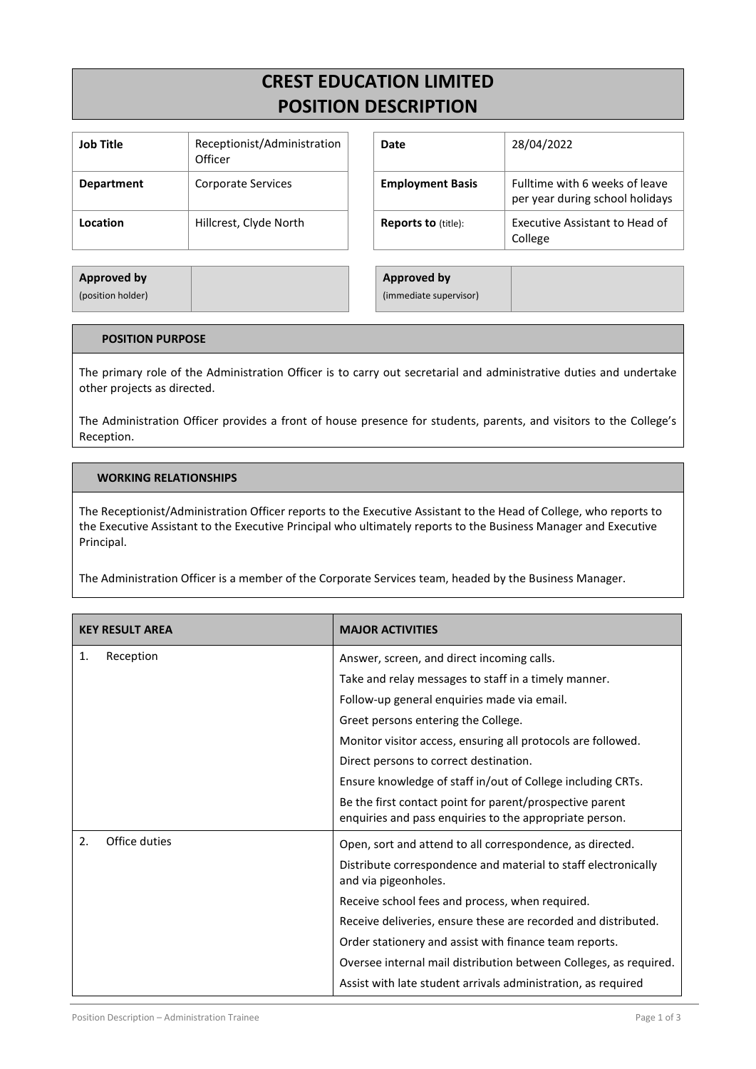# CREST EDUCATION LIMITED
# POSITION DESCRIPTION

| Job Title | Receptionist/Administration Officer | Date | 28/04/2022 |
|---|---|---|---|
| Department | Corporate Services | Employment Basis | Fulltime with 6 weeks of leave per year during school holidays |
| Location | Hillcrest, Clyde North | Reports to (title): | Executive Assistant to Head of College |

| Approved by (position holder) | | Approved by (immediate supervisor) | |
|---|---|---|---|

## POSITION PURPOSE

The primary role of the Administration Officer is to carry out secretarial and administrative duties and undertake other projects as directed.

The Administration Officer provides a front of house presence for students, parents, and visitors to the College's Reception.

## WORKING RELATIONSHIPS

The Receptionist/Administration Officer reports to the Executive Assistant to the Head of College, who reports to the Executive Assistant to the Executive Principal who ultimately reports to the Business Manager and Executive Principal.

The Administration Officer is a member of the Corporate Services team, headed by the Business Manager.

| KEY RESULT AREA | MAJOR ACTIVITIES |
|---|---|
| 1. Reception | Answer, screen, and direct incoming calls.<br>Take and relay messages to staff in a timely manner.<br>Follow-up general enquiries made via email.<br>Greet persons entering the College.<br>Monitor visitor access, ensuring all protocols are followed.<br>Direct persons to correct destination.<br>Ensure knowledge of staff in/out of College including CRTs.<br>Be the first contact point for parent/prospective parent enquiries and pass enquiries to the appropriate person. |
| 2. Office duties | Open, sort and attend to all correspondence, as directed.<br>Distribute correspondence and material to staff electronically and via pigeonholes.<br>Receive school fees and process, when required.<br>Receive deliveries, ensure these are recorded and distributed.<br>Order stationery and assist with finance team reports.<br>Oversee internal mail distribution between Colleges, as required.<br>Assist with late student arrivals administration, as required |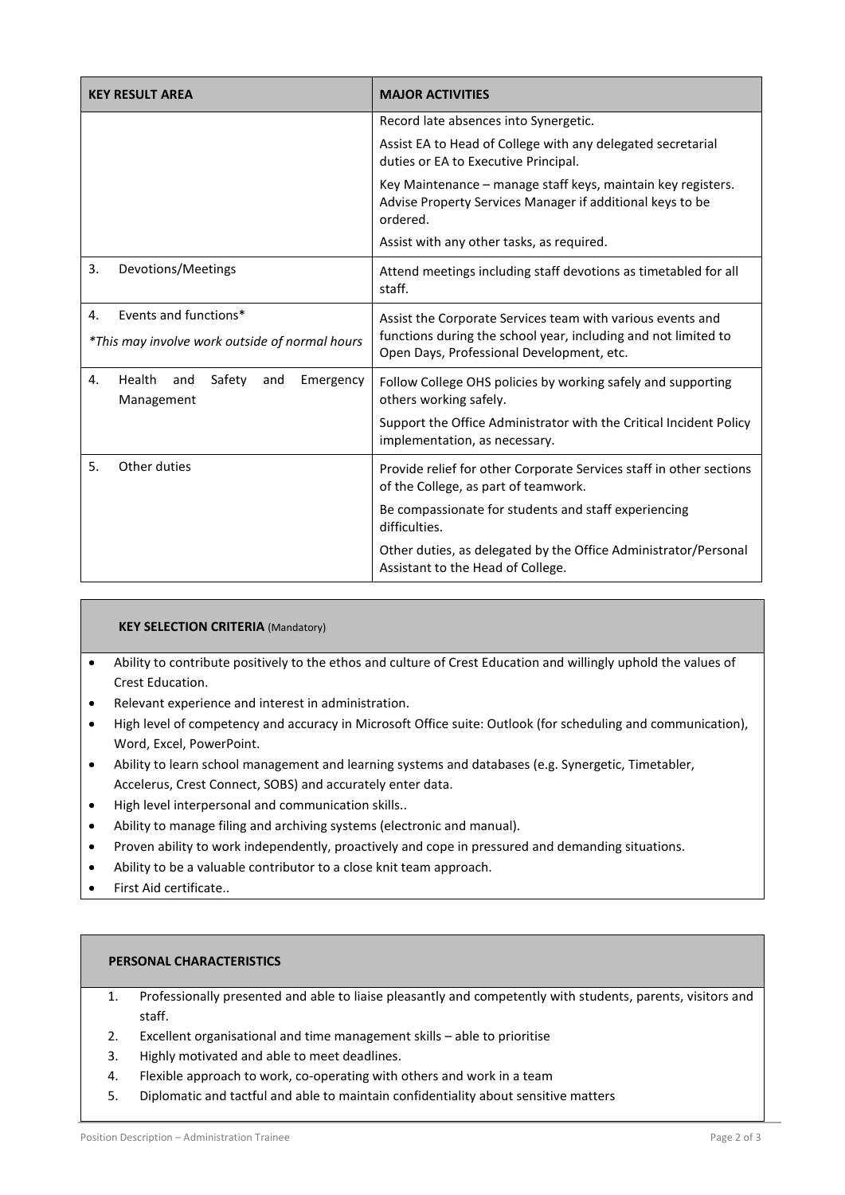| KEY RESULT AREA | MAJOR ACTIVITIES |
|---|---|
| | Record late absences into Synergetic.<br><br>Assist EA to Head of College with any delegated secretarial duties or EA to Executive Principal.<br><br>Key Maintenance – manage staff keys, maintain key registers. Advise Property Services Manager if additional keys to be ordered.<br><br>Assist with any other tasks, as required. |
| 3. Devotions/Meetings | Attend meetings including staff devotions as timetabled for all staff. |
| 4. Events and functions*<br><br>*This may involve work outside of normal hours* | Assist the Corporate Services team with various events and functions during the school year, including and not limited to Open Days, Professional Development, etc. |
| 4. Health and Safety and Emergency Management | Follow College OHS policies by working safely and supporting others working safely.<br><br>Support the Office Administrator with the Critical Incident Policy implementation, as necessary. |
| 5. Other duties | Provide relief for other Corporate Services staff in other sections of the College, as part of teamwork.<br><br>Be compassionate for students and staff experiencing difficulties.<br><br>Other duties, as delegated by the Office Administrator/Personal Assistant to the Head of College. |

**KEY SELECTION CRITERIA** (Mandatory)

- Ability to contribute positively to the ethos and culture of Crest Education and willingly uphold the values of Crest Education.
- Relevant experience and interest in administration.
- High level of competency and accuracy in Microsoft Office suite: Outlook (for scheduling and communication), Word, Excel, PowerPoint.
- Ability to learn school management and learning systems and databases (e.g. Synergetic, Timetabler, Accelerus, Crest Connect, SOBS) and accurately enter data.
- High level interpersonal and communication skills..
- Ability to manage filing and archiving systems (electronic and manual).
- Proven ability to work independently, proactively and cope in pressured and demanding situations.
- Ability to be a valuable contributor to a close knit team approach.
- First Aid certificate..

**PERSONAL CHARACTERISTICS**

1. Professionally presented and able to liaise pleasantly and competently with students, parents, visitors and staff.
2. Excellent organisational and time management skills – able to prioritise
3. Highly motivated and able to meet deadlines.
4. Flexible approach to work, co-operating with others and work in a team
5. Diplomatic and tactful and able to maintain confidentiality about sensitive matters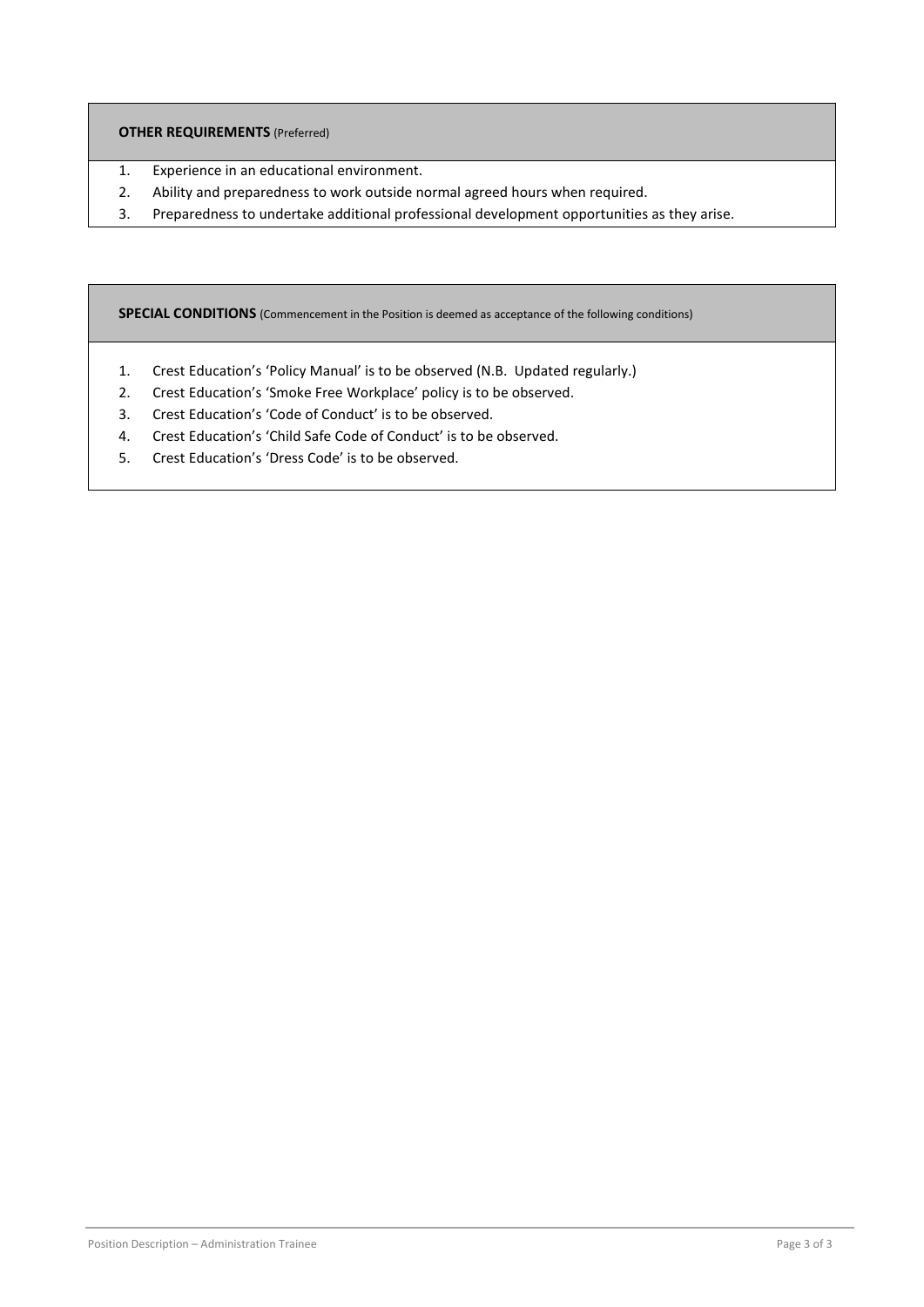**OTHER REQUIREMENTS** (Preferred)

1. Experience in an educational environment.
2. Ability and preparedness to work outside normal agreed hours when required.
3. Preparedness to undertake additional professional development opportunities as they arise.

**SPECIAL CONDITIONS** (Commencement in the Position is deemed as acceptance of the following conditions)

1. Crest Education's 'Policy Manual' is to be observed (N.B. Updated regularly.)
2. Crest Education's 'Smoke Free Workplace' policy is to be observed.
3. Crest Education's 'Code of Conduct' is to be observed.
4. Crest Education's 'Child Safe Code of Conduct' is to be observed.
5. Crest Education's 'Dress Code' is to be observed.